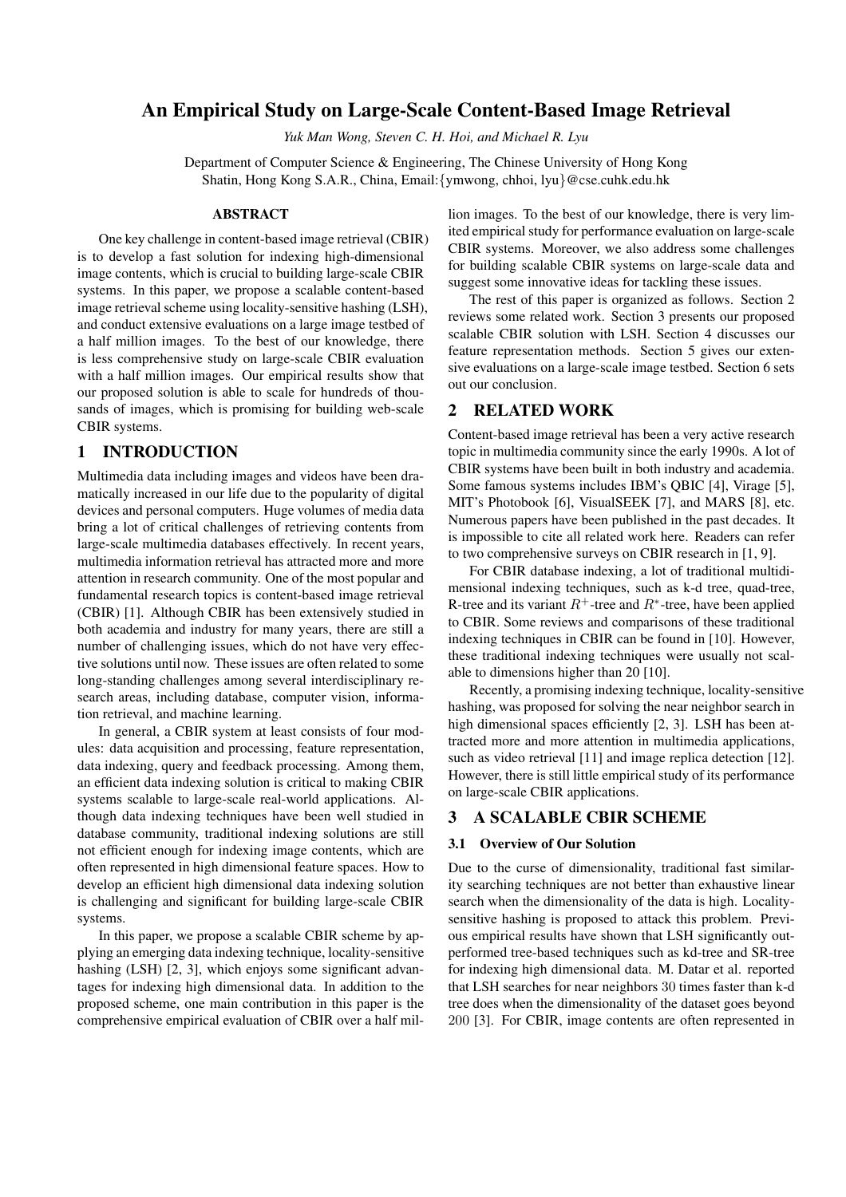# An Empirical Study on Large-Scale Content-Based Image Retrieval

*Yuk Man Wong, Steven C. H. Hoi, and Michael R. Lyu*

Department of Computer Science & Engineering, The Chinese University of Hong Kong
Shatin, Hong Kong S.A.R., China, Email:{ymwong, chhoi, lyu}@cse.cuhk.edu.hk

### ABSTRACT

One key challenge in content-based image retrieval (CBIR) is to develop a fast solution for indexing high-dimensional image contents, which is crucial to building large-scale CBIR systems. In this paper, we propose a scalable content-based image retrieval scheme using locality-sensitive hashing (LSH), and conduct extensive evaluations on a large image testbed of a half million images. To the best of our knowledge, there is less comprehensive study on large-scale CBIR evaluation with a half million images. Our empirical results show that our proposed solution is able to scale for hundreds of thousands of images, which is promising for building web-scale CBIR systems.

## 1 INTRODUCTION

Multimedia data including images and videos have been dramatically increased in our life due to the popularity of digital devices and personal computers. Huge volumes of media data bring a lot of critical challenges of retrieving contents from large-scale multimedia databases effectively. In recent years, multimedia information retrieval has attracted more and more attention in research community. One of the most popular and fundamental research topics is content-based image retrieval (CBIR) [1]. Although CBIR has been extensively studied in both academia and industry for many years, there are still a number of challenging issues, which do not have very effective solutions until now. These issues are often related to some long-standing challenges among several interdisciplinary research areas, including database, computer vision, information retrieval, and machine learning.

In general, a CBIR system at least consists of four modules: data acquisition and processing, feature representation, data indexing, query and feedback processing. Among them, an efficient data indexing solution is critical to making CBIR systems scalable to large-scale real-world applications. Although data indexing techniques have been well studied in database community, traditional indexing solutions are still not efficient enough for indexing image contents, which are often represented in high dimensional feature spaces. How to develop an efficient high dimensional data indexing solution is challenging and significant for building large-scale CBIR systems.

In this paper, we propose a scalable CBIR scheme by applying an emerging data indexing technique, locality-sensitive hashing (LSH) [2, 3], which enjoys some significant advantages for indexing high dimensional data. In addition to the proposed scheme, one main contribution in this paper is the comprehensive empirical evaluation of CBIR over a half million images. To the best of our knowledge, there is very limited empirical study for performance evaluation on large-scale CBIR systems. Moreover, we also address some challenges for building scalable CBIR systems on large-scale data and suggest some innovative ideas for tackling these issues.

The rest of this paper is organized as follows. Section 2 reviews some related work. Section 3 presents our proposed scalable CBIR solution with LSH. Section 4 discusses our feature representation methods. Section 5 gives our extensive evaluations on a large-scale image testbed. Section 6 sets out our conclusion.

## 2 RELATED WORK

Content-based image retrieval has been a very active research topic in multimedia community since the early 1990s. A lot of CBIR systems have been built in both industry and academia. Some famous systems includes IBM's QBIC [4], Virage [5], MIT's Photobook [6], VisualSEEK [7], and MARS [8], etc. Numerous papers have been published in the past decades. It is impossible to cite all related work here. Readers can refer to two comprehensive surveys on CBIR research in [1, 9].

For CBIR database indexing, a lot of traditional multidimensional indexing techniques, such as k-d tree, quad-tree, R-tree and its variant $R^+$-tree and $R^*$-tree, have been applied to CBIR. Some reviews and comparisons of these traditional indexing techniques in CBIR can be found in [10]. However, these traditional indexing techniques were usually not scalable to dimensions higher than 20 [10].

Recently, a promising indexing technique, locality-sensitive hashing, was proposed for solving the near neighbor search in high dimensional spaces efficiently [2, 3]. LSH has been attracted more and more attention in multimedia applications, such as video retrieval [11] and image replica detection [12]. However, there is still little empirical study of its performance on large-scale CBIR applications.

## 3 A SCALABLE CBIR SCHEME

### 3.1 Overview of Our Solution

Due to the curse of dimensionality, traditional fast similarity searching techniques are not better than exhaustive linear search when the dimensionality of the data is high. Locality-sensitive hashing is proposed to attack this problem. Previous empirical results have shown that LSH significantly outperformed tree-based techniques such as kd-tree and SR-tree for indexing high dimensional data. M. Datar et al. reported that LSH searches for near neighbors 30 times faster than k-d tree does when the dimensionality of the dataset goes beyond 200 [3]. For CBIR, image contents are often represented in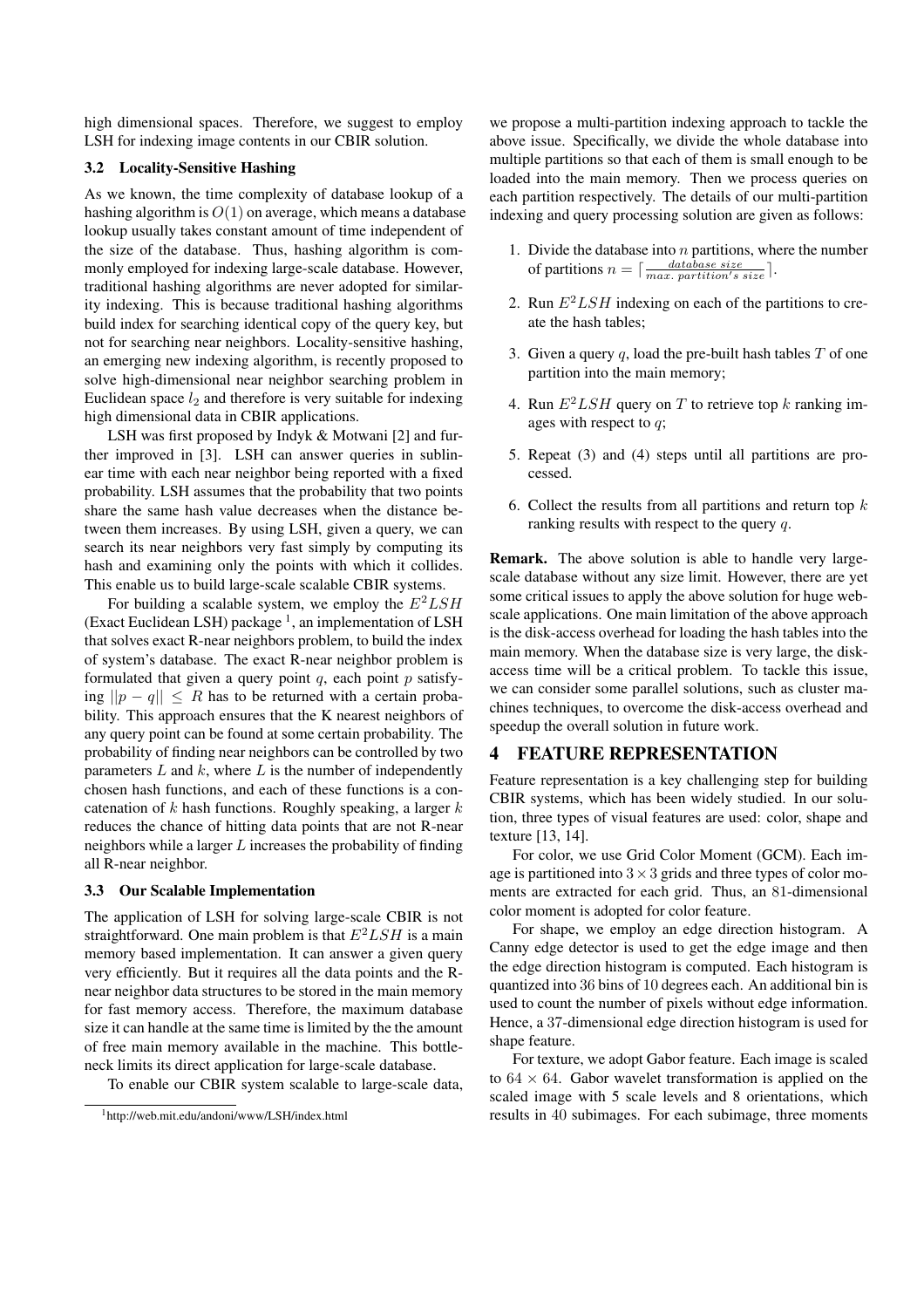high dimensional spaces. Therefore, we suggest to employ LSH for indexing image contents in our CBIR solution.

### 3.2 Locality-Sensitive Hashing

As we known, the time complexity of database lookup of a hashing algorithm is $O(1)$ on average, which means a database lookup usually takes constant amount of time independent of the size of the database. Thus, hashing algorithm is commonly employed for indexing large-scale database. However, traditional hashing algorithms are never adopted for similarity indexing. This is because traditional hashing algorithms build index for searching identical copy of the query key, but not for searching near neighbors. Locality-sensitive hashing, an emerging new indexing algorithm, is recently proposed to solve high-dimensional near neighbor searching problem in Euclidean space $l_2$ and therefore is very suitable for indexing high dimensional data in CBIR applications.

LSH was first proposed by Indyk & Motwani [2] and further improved in [3]. LSH can answer queries in sublinear time with each near neighbor being reported with a fixed probability. LSH assumes that the probability that two points share the same hash value decreases when the distance between them increases. By using LSH, given a query, we can search its near neighbors very fast simply by computing its hash and examining only the points with which it collides. This enable us to build large-scale scalable CBIR systems.

For building a scalable system, we employ the $E^2LSH$ (Exact Euclidean LSH) package [1], an implementation of LSH that solves exact R-near neighbors problem, to build the index of system's database. The exact R-near neighbor problem is formulated that given a query point $q$, each point $p$ satisfying $||p - q|| \leq R$ has to be returned with a certain probability. This approach ensures that the K nearest neighbors of any query point can be found at some certain probability. The probability of finding near neighbors can be controlled by two parameters $L$ and $k$, where $L$ is the number of independently chosen hash functions, and each of these functions is a concatenation of $k$ hash functions. Roughly speaking, a larger $k$ reduces the chance of hitting data points that are not R-near neighbors while a larger $L$ increases the probability of finding all R-near neighbor.

### 3.3 Our Scalable Implementation

The application of LSH for solving large-scale CBIR is not straightforward. One main problem is that $E^2LSH$ is a main memory based implementation. It can answer a given query very efficiently. But it requires all the data points and the R-near neighbor data structures to be stored in the main memory for fast memory access. Therefore, the maximum database size it can handle at the same time is limited by the the amount of free main memory available in the machine. This bottleneck limits its direct application for large-scale database.

To enable our CBIR system scalable to large-scale data, we propose a multi-partition indexing approach to tackle the above issue. Specifically, we divide the whole database into multiple partitions so that each of them is small enough to be loaded into the main memory. Then we process queries on each partition respectively. The details of our multi-partition indexing and query processing solution are given as follows:

1. Divide the database into $n$ partitions, where the number of partitions $n = \lceil \frac{database\ size}{max.\ partition's\ size} \rceil$.
2. Run $E^2LSH$ indexing on each of the partitions to create the hash tables;
3. Given a query $q$, load the pre-built hash tables $T$ of one partition into the main memory;
4. Run $E^2LSH$ query on $T$ to retrieve top $k$ ranking images with respect to $q$;
5. Repeat (3) and (4) steps until all partitions are processed.
6. Collect the results from all partitions and return top $k$ ranking results with respect to the query $q$.

**Remark.** The above solution is able to handle very large-scale database without any size limit. However, there are yet some critical issues to apply the above solution for huge web-scale applications. One main limitation of the above approach is the disk-access overhead for loading the hash tables into the main memory. When the database size is very large, the disk-access time will be a critical problem. To tackle this issue, we can consider some parallel solutions, such as cluster machines techniques, to overcome the disk-access overhead and speedup the overall solution in future work.

## 4 FEATURE REPRESENTATION

Feature representation is a key challenging step for building CBIR systems, which has been widely studied. In our solution, three types of visual features are used: color, shape and texture [13, 14].

For color, we use Grid Color Moment (GCM). Each image is partitioned into $3 \times 3$ grids and three types of color moments are extracted for each grid. Thus, an 81-dimensional color moment is adopted for color feature.

For shape, we employ an edge direction histogram. A Canny edge detector is used to get the edge image and then the edge direction histogram is computed. Each histogram is quantized into 36 bins of 10 degrees each. An additional bin is used to count the number of pixels without edge information. Hence, a 37-dimensional edge direction histogram is used for shape feature.

For texture, we adopt Gabor feature. Each image is scaled to $64 \times 64$. Gabor wavelet transformation is applied on the scaled image with 5 scale levels and 8 orientations, which results in 40 subimages. For each subimage, three moments

[1] http://web.mit.edu/andoni/www/LSH/index.html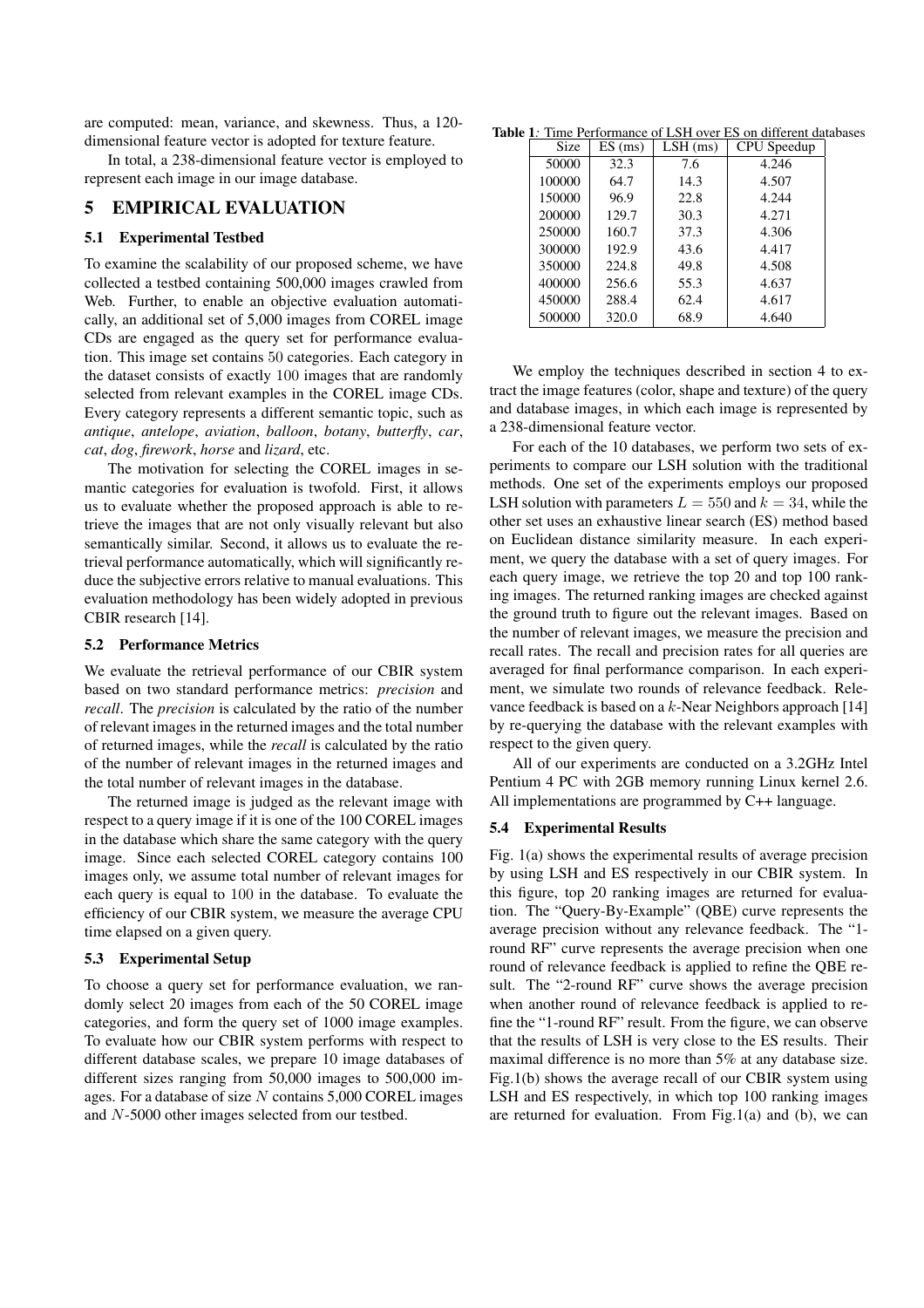are computed: mean, variance, and skewness. Thus, a 120-dimensional feature vector is adopted for texture feature.

In total, a 238-dimensional feature vector is employed to represent each image in our image database.

# 5 EMPIRICAL EVALUATION

## 5.1 Experimental Testbed

To examine the scalability of our proposed scheme, we have collected a testbed containing 500,000 images crawled from Web. Further, to enable an objective evaluation automatically, an additional set of 5,000 images from COREL image CDs are engaged as the query set for performance evaluation. This image set contains 50 categories. Each category in the dataset consists of exactly 100 images that are randomly selected from relevant examples in the COREL image CDs. Every category represents a different semantic topic, such as *antique*, *antelope*, *aviation*, *balloon*, *botany*, *butterfly*, *car*, *cat*, *dog*, *firework*, *horse* and *lizard*, etc.

The motivation for selecting the COREL images in semantic categories for evaluation is twofold. First, it allows us to evaluate whether the proposed approach is able to retrieve the images that are not only visually relevant but also semantically similar. Second, it allows us to evaluate the retrieval performance automatically, which will significantly reduce the subjective errors relative to manual evaluations. This evaluation methodology has been widely adopted in previous CBIR research [14].

## 5.2 Performance Metrics

We evaluate the retrieval performance of our CBIR system based on two standard performance metrics: *precision* and *recall*. The *precision* is calculated by the ratio of the number of relevant images in the returned images and the total number of returned images, while the *recall* is calculated by the ratio of the number of relevant images in the returned images and the total number of relevant images in the database.

The returned image is judged as the relevant image with respect to a query image if it is one of the 100 COREL images in the database which share the same category with the query image. Since each selected COREL category contains 100 images only, we assume total number of relevant images for each query is equal to 100 in the database. To evaluate the efficiency of our CBIR system, we measure the average CPU time elapsed on a given query.

## 5.3 Experimental Setup

To choose a query set for performance evaluation, we randomly select 20 images from each of the 50 COREL image categories, and form the query set of 1000 image examples. To evaluate how our CBIR system performs with respect to different database scales, we prepare 10 image databases of different sizes ranging from 50,000 images to 500,000 images. For a database of size $N$ contains 5,000 COREL images and $N$-5000 other images selected from our testbed.

**Table 1**: Time Performance of LSH over ES on different databases

| Size | ES (ms) | LSH (ms) | CPU Speedup |
|---|---|---|---|
| 50000 | 32.3 | 7.6 | 4.246 |
| 100000 | 64.7 | 14.3 | 4.507 |
| 150000 | 96.9 | 22.8 | 4.244 |
| 200000 | 129.7 | 30.3 | 4.271 |
| 250000 | 160.7 | 37.3 | 4.306 |
| 300000 | 192.9 | 43.6 | 4.417 |
| 350000 | 224.8 | 49.8 | 4.508 |
| 400000 | 256.6 | 55.3 | 4.637 |
| 450000 | 288.4 | 62.4 | 4.617 |
| 500000 | 320.0 | 68.9 | 4.640 |

We employ the techniques described in section 4 to extract the image features (color, shape and texture) of the query and database images, in which each image is represented by a 238-dimensional feature vector.

For each of the 10 databases, we perform two sets of experiments to compare our LSH solution with the traditional methods. One set of the experiments employs our proposed LSH solution with parameters $L = 550$ and $k = 34$, while the other set uses an exhaustive linear search (ES) method based on Euclidean distance similarity measure. In each experiment, we query the database with a set of query images. For each query image, we retrieve the top 20 and top 100 ranking images. The returned ranking images are checked against the ground truth to figure out the relevant images. Based on the number of relevant images, we measure the precision and recall rates. The recall and precision rates for all queries are averaged for final performance comparison. In each experiment, we simulate two rounds of relevance feedback. Relevance feedback is based on a $k$-Near Neighbors approach [14] by re-querying the database with the relevant examples with respect to the given query.

All of our experiments are conducted on a 3.2GHz Intel Pentium 4 PC with 2GB memory running Linux kernel 2.6. All implementations are programmed by C++ language.

## 5.4 Experimental Results

Fig. 1(a) shows the experimental results of average precision by using LSH and ES respectively in our CBIR system. In this figure, top 20 ranking images are returned for evaluation. The "Query-By-Example" (QBE) curve represents the average precision without any relevance feedback. The "1-round RF" curve represents the average precision when one round of relevance feedback is applied to refine the QBE result. The "2-round RF" curve shows the average precision when another round of relevance feedback is applied to refine the "1-round RF" result. From the figure, we can observe that the results of LSH is very close to the ES results. Their maximal difference is no more than 5% at any database size. Fig.1(b) shows the average recall of our CBIR system using LSH and ES respectively, in which top 100 ranking images are returned for evaluation. From Fig.1(a) and (b), we can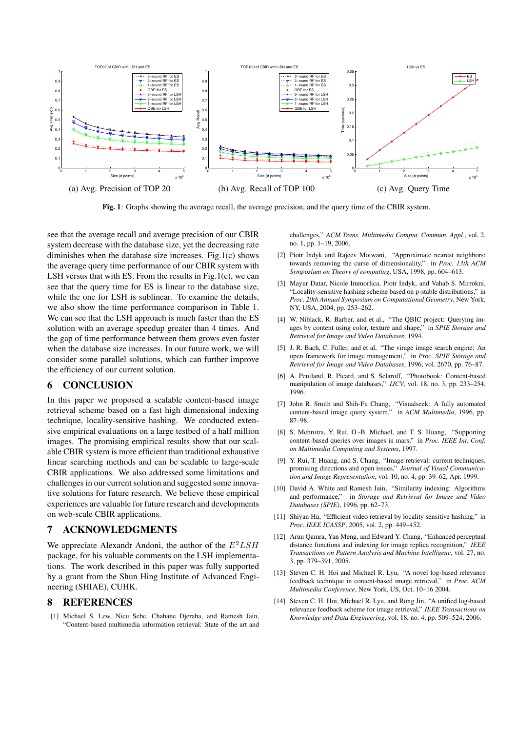TOP20 of CBIR with LSH and ES

Avg. Precision

Size (# points) $\times 10^5$

3-round RF for ES
2-round RF for ES
1-round RF for ES
QBE for ES
3-round RF for LSH
2-round RF for LSH
1-round RF for LSH
QBE for LSH

(a) Avg. Precision of TOP 20

TOP100 of CBIR with LSH and ES

Avg. Recall

Size (# points) $\times 10^5$

3-round RF for ES
2-round RF for ES
1-round RF for ES
QBE for ES
3-round RF for LSH
2-round RF for LSH
1-round RF for LSH
QBE for LSH

(b) Avg. Recall of TOP 100

LSH vs ES

Time (seconds)

Size (# points) $\times 10^5$

ES
LSH

(c) Avg. Query Time

**Fig. 1***:* Graphs showing the average recall, the average precision, and the query time of the CBIR system.

see that the average recall and average precision of our CBIR system decrease with the database size, yet the decreasing rate diminishes when the database size increases. Fig.1(c) shows the average query time performance of our CBIR system with LSH versus that with ES. From the results in Fig.1(c), we can see that the query time for ES is linear to the database size, while the one for LSH is sublinear. To examine the details, we also show the time performance comparison in Table 1. We can see that the LSH approach is much faster than the ES solution with an average speedup greater than 4 times. And the gap of time performance between them grows even faster when the database size increases. In our future work, we will consider some parallel solutions, which can further improve the efficiency of our current solution.

# 6 CONCLUSION

In this paper we proposed a scalable content-based image retrieval scheme based on a fast high dimensional indexing technique, locality-sensitive hashing. We conducted extensive empirical evaluations on a large testbed of a half million images. The promising empirical results show that our scalable CBIR system is more efficient than traditional exhaustive linear searching methods and can be scalable to large-scale CBIR applications. We also addressed some limitations and challenges in our current solution and suggested some innovative solutions for future research. We believe these empirical experiences are valuable for future research and developments on web-scale CBIR applications.

# 7 ACKNOWLEDGMENTS

We appreciate Alexandr Andoni, the author of the $E^2LSH$ package, for his valuable comments on the LSH implementations. The work described in this paper was fully supported by a grant from the Shun Hing Institute of Advanced Engineering (SHIAE), CUHK.

# 8 REFERENCES

[1] Michael S. Lew, Nicu Sebe, Chabane Djeraba, and Ramesh Jain, "Content-based multimedia information retrieval: State of the art and challenges," *ACM Trans. Multimedia Comput. Commun. Appl.*, vol. 2, no. 1, pp. 1–19, 2006.

[2] Piotr Indyk and Rajeev Motwani, "Approximate nearest neighbors: towards removing the curse of dimensionality," in *Proc. 13th ACM Symposium on Theory of computing*, USA, 1998, pp. 604–613.

[3] Mayur Datar, Nicole Immorlica, Piotr Indyk, and Vahab S. Mirrokni, "Locality-sensitive hashing scheme based on p-stable distributions," in *Proc. 20th Annual Symposium on Computational Geometry*, New York, NY, USA, 2004, pp. 253–262.

[4] W. Niblack, R. Barber, and et al., "The QBIC project: Querying images by content using color, texture and shape," in *SPIE Storage and Retrieval for Image and Video Databases*, 1994.

[5] J. R. Bach, C. Fuller, and et al, "The virage image search engine: An open framework for image management," in *Proc. SPIE Storage and Retrieval for Image and Video Databases*, 1996, vol. 2670, pp. 76–87.

[6] A. Pentland, R. Picard, and S. Sclaroff, "Photobook: Content-based manipulation of image databases," *IJCV*, vol. 18, no. 3, pp. 233–254, 1996.

[7] John R. Smith and Shih-Fu Chang, "Visualseek: A fully automated content-based image query system," in *ACM Multimedia*, 1996, pp. 87–98.

[8] S. Mehrotra, Y. Rui, O.-B. Michael, and T. S. Huang, "Supporting content-based queries over images in mars," in *Proc. IEEE Int. Conf. on Multimedia Computing and Systems*, 1997.

[9] Y. Rui, T. Huang, and S. Chang, "Image retrieval: current techniques, promising directions and open issues," *Journal of Visual Communication and Image Representation*, vol. 10, no. 4, pp. 39–62, Apr. 1999.

[10] David A. White and Ramesh Jain, "Similarity indexing: Algorithms and performance," in *Storage and Retrieval for Image and Video Databases (SPIE)*, 1996, pp. 62–73.

[11] Shiyan Hu, "Efficient video retrieval by locality sensitive hashing," in *Proc. IEEE ICASSP*, 2005, vol. 2, pp. 449–452.

[12] Arun Qamra, Yan Meng, and Edward Y. Chang, "Enhanced perceptual distance functions and indexing for image replica recognition," *IEEE Transactions on Pattern Analysis and Machine Intelligenc*, vol. 27, no. 3, pp. 379–391, 2005.

[13] Steven C. H. Hoi and Michael R. Lyu, "A novel log-based relevance feedback technique in content-based image retrieval," in *Proc. ACM Multimedia Conference*, New York, US, Oct. 10–16 2004.

[14] Steven C. H. Hoi, Michael R. Lyu, and Rong Jin, "A unified log-based relevance feedback scheme for image retrieval," *IEEE Transactions on Knowledge and Data Engineering*, vol. 18, no. 4, pp. 509–524, 2006.